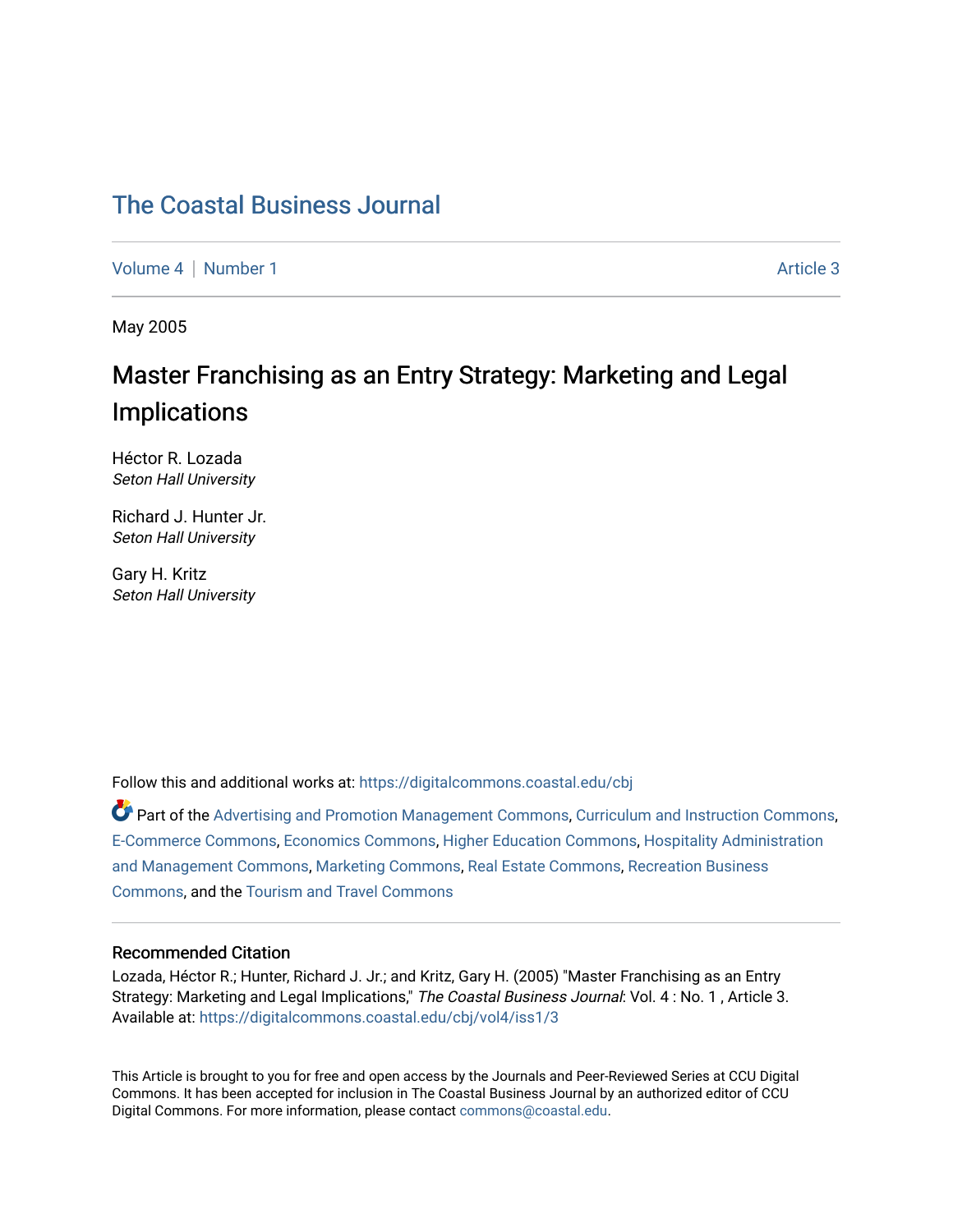# The Coastal Business Journal

Volume 4 | Number 1 — Article 3

May 2005

## Master Franchising as an Entry Strategy: Marketing and Legal Implications

Héctor R. Lozada
*Seton Hall University*

Richard J. Hunter Jr.
*Seton Hall University*

Gary H. Kritz
*Seton Hall University*

Follow this and additional works at: https://digitalcommons.coastal.edu/cbj

Part of the Advertising and Promotion Management Commons, Curriculum and Instruction Commons, E-Commerce Commons, Economics Commons, Higher Education Commons, Hospitality Administration and Management Commons, Marketing Commons, Real Estate Commons, Recreation Business Commons, and the Tourism and Travel Commons

### Recommended Citation

Lozada, Héctor R.; Hunter, Richard J. Jr.; and Kritz, Gary H. (2005) "Master Franchising as an Entry Strategy: Marketing and Legal Implications," *The Coastal Business Journal*: Vol. 4 : No. 1 , Article 3.
Available at: https://digitalcommons.coastal.edu/cbj/vol4/iss1/3

This Article is brought to you for free and open access by the Journals and Peer-Reviewed Series at CCU Digital Commons. It has been accepted for inclusion in The Coastal Business Journal by an authorized editor of CCU Digital Commons. For more information, please contact commons@coastal.edu.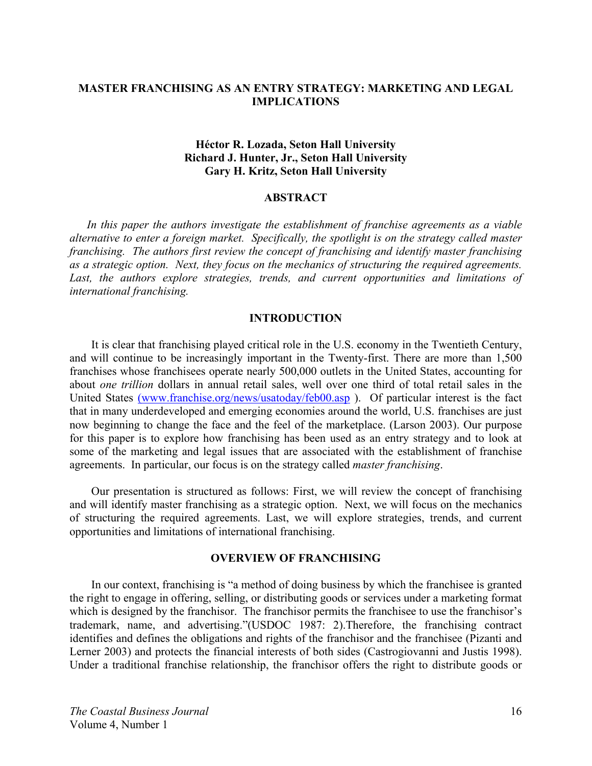# MASTER FRANCHISING AS AN ENTRY STRATEGY: MARKETING AND LEGAL IMPLICATIONS

**Héctor R. Lozada, Seton Hall University**
**Richard J. Hunter, Jr., Seton Hall University**
**Gary H. Kritz, Seton Hall University**

## ABSTRACT

*In this paper the authors investigate the establishment of franchise agreements as a viable alternative to enter a foreign market. Specifically, the spotlight is on the strategy called master franchising. The authors first review the concept of franchising and identify master franchising as a strategic option. Next, they focus on the mechanics of structuring the required agreements. Last, the authors explore strategies, trends, and current opportunities and limitations of international franchising.*

## INTRODUCTION

It is clear that franchising played critical role in the U.S. economy in the Twentieth Century, and will continue to be increasingly important in the Twenty-first. There are more than 1,500 franchises whose franchisees operate nearly 500,000 outlets in the United States, accounting for about *one trillion* dollars in annual retail sales, well over one third of total retail sales in the United States (www.franchise.org/news/usatoday/feb00.asp ). Of particular interest is the fact that in many underdeveloped and emerging economies around the world, U.S. franchises are just now beginning to change the face and the feel of the marketplace. (Larson 2003). Our purpose for this paper is to explore how franchising has been used as an entry strategy and to look at some of the marketing and legal issues that are associated with the establishment of franchise agreements. In particular, our focus is on the strategy called *master franchising*.

Our presentation is structured as follows: First, we will review the concept of franchising and will identify master franchising as a strategic option. Next, we will focus on the mechanics of structuring the required agreements. Last, we will explore strategies, trends, and current opportunities and limitations of international franchising.

## OVERVIEW OF FRANCHISING

In our context, franchising is "a method of doing business by which the franchisee is granted the right to engage in offering, selling, or distributing goods or services under a marketing format which is designed by the franchisor. The franchisor permits the franchisee to use the franchisor's trademark, name, and advertising."(USDOC 1987: 2).Therefore, the franchising contract identifies and defines the obligations and rights of the franchisor and the franchisee (Pizanti and Lerner 2003) and protects the financial interests of both sides (Castrogiovanni and Justis 1998). Under a traditional franchise relationship, the franchisor offers the right to distribute goods or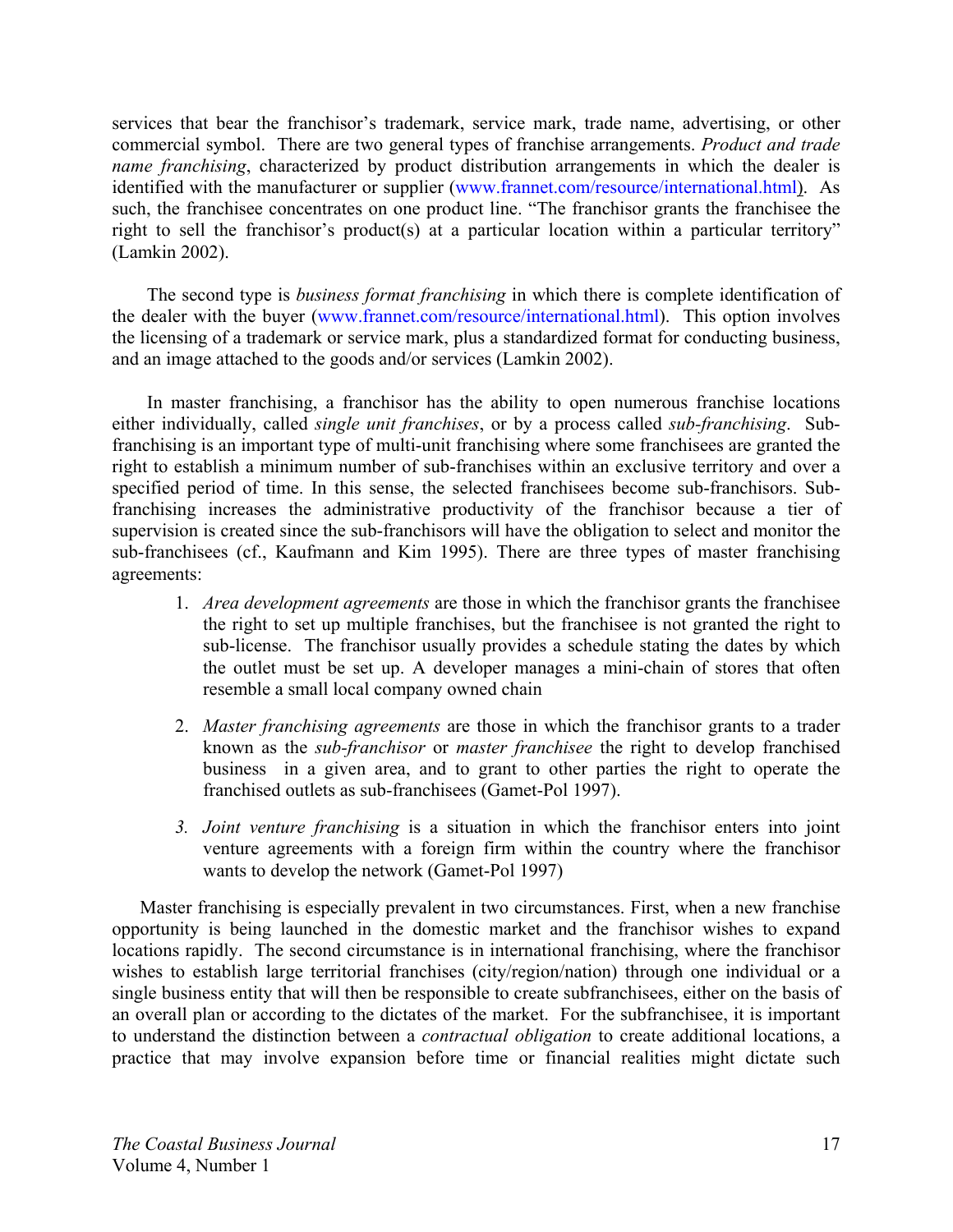services that bear the franchisor's trademark, service mark, trade name, advertising, or other commercial symbol. There are two general types of franchise arrangements. *Product and trade name franchising*, characterized by product distribution arrangements in which the dealer is identified with the manufacturer or supplier (www.frannet.com/resource/international.html). As such, the franchisee concentrates on one product line. "The franchisor grants the franchisee the right to sell the franchisor's product(s) at a particular location within a particular territory" (Lamkin 2002).

The second type is *business format franchising* in which there is complete identification of the dealer with the buyer (www.frannet.com/resource/international.html). This option involves the licensing of a trademark or service mark, plus a standardized format for conducting business, and an image attached to the goods and/or services (Lamkin 2002).

In master franchising, a franchisor has the ability to open numerous franchise locations either individually, called *single unit franchises*, or by a process called *sub-franchising*. Sub-franchising is an important type of multi-unit franchising where some franchisees are granted the right to establish a minimum number of sub-franchises within an exclusive territory and over a specified period of time. In this sense, the selected franchisees become sub-franchisors. Sub-franchising increases the administrative productivity of the franchisor because a tier of supervision is created since the sub-franchisors will have the obligation to select and monitor the sub-franchisees (cf., Kaufmann and Kim 1995). There are three types of master franchising agreements:

1. *Area development agreements* are those in which the franchisor grants the franchisee the right to set up multiple franchises, but the franchisee is not granted the right to sub-license. The franchisor usually provides a schedule stating the dates by which the outlet must be set up. A developer manages a mini-chain of stores that often resemble a small local company owned chain

2. *Master franchising agreements* are those in which the franchisor grants to a trader known as the *sub-franchisor* or *master franchisee* the right to develop franchised business in a given area, and to grant to other parties the right to operate the franchised outlets as sub-franchisees (Gamet-Pol 1997).

3. *Joint venture franchising* is a situation in which the franchisor enters into joint venture agreements with a foreign firm within the country where the franchisor wants to develop the network (Gamet-Pol 1997)

Master franchising is especially prevalent in two circumstances. First, when a new franchise opportunity is being launched in the domestic market and the franchisor wishes to expand locations rapidly. The second circumstance is in international franchising, where the franchisor wishes to establish large territorial franchises (city/region/nation) through one individual or a single business entity that will then be responsible to create subfranchisees, either on the basis of an overall plan or according to the dictates of the market. For the subfranchisee, it is important to understand the distinction between a *contractual obligation* to create additional locations, a practice that may involve expansion before time or financial realities might dictate such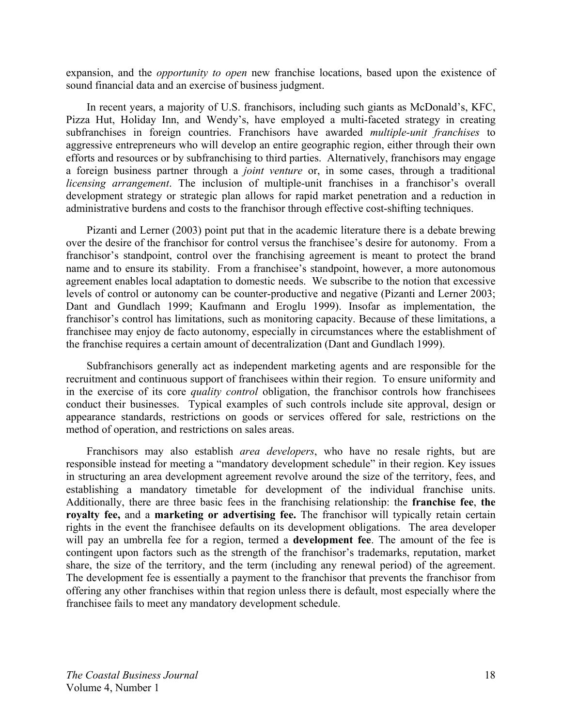expansion, and the *opportunity to open* new franchise locations, based upon the existence of sound financial data and an exercise of business judgment.

In recent years, a majority of U.S. franchisors, including such giants as McDonald's, KFC, Pizza Hut, Holiday Inn, and Wendy's, have employed a multi-faceted strategy in creating subfranchises in foreign countries. Franchisors have awarded *multiple-unit franchises* to aggressive entrepreneurs who will develop an entire geographic region, either through their own efforts and resources or by subfranchising to third parties. Alternatively, franchisors may engage a foreign business partner through a *joint venture* or, in some cases, through a traditional *licensing arrangement*. The inclusion of multiple-unit franchises in a franchisor's overall development strategy or strategic plan allows for rapid market penetration and a reduction in administrative burdens and costs to the franchisor through effective cost-shifting techniques.

Pizanti and Lerner (2003) point put that in the academic literature there is a debate brewing over the desire of the franchisor for control versus the franchisee's desire for autonomy. From a franchisor's standpoint, control over the franchising agreement is meant to protect the brand name and to ensure its stability. From a franchisee's standpoint, however, a more autonomous agreement enables local adaptation to domestic needs. We subscribe to the notion that excessive levels of control or autonomy can be counter-productive and negative (Pizanti and Lerner 2003; Dant and Gundlach 1999; Kaufmann and Eroglu 1999). Insofar as implementation, the franchisor's control has limitations, such as monitoring capacity. Because of these limitations, a franchisee may enjoy de facto autonomy, especially in circumstances where the establishment of the franchise requires a certain amount of decentralization (Dant and Gundlach 1999).

Subfranchisors generally act as independent marketing agents and are responsible for the recruitment and continuous support of franchisees within their region. To ensure uniformity and in the exercise of its core *quality control* obligation, the franchisor controls how franchisees conduct their businesses. Typical examples of such controls include site approval, design or appearance standards, restrictions on goods or services offered for sale, restrictions on the method of operation, and restrictions on sales areas.

Franchisors may also establish *area developers*, who have no resale rights, but are responsible instead for meeting a "mandatory development schedule" in their region. Key issues in structuring an area development agreement revolve around the size of the territory, fees, and establishing a mandatory timetable for development of the individual franchise units. Additionally, there are three basic fees in the franchising relationship: the **franchise fee**, **the royalty fee,** and a **marketing or advertising fee.** The franchisor will typically retain certain rights in the event the franchisee defaults on its development obligations. The area developer will pay an umbrella fee for a region, termed a **development fee**. The amount of the fee is contingent upon factors such as the strength of the franchisor's trademarks, reputation, market share, the size of the territory, and the term (including any renewal period) of the agreement. The development fee is essentially a payment to the franchisor that prevents the franchisor from offering any other franchises within that region unless there is default, most especially where the franchisee fails to meet any mandatory development schedule.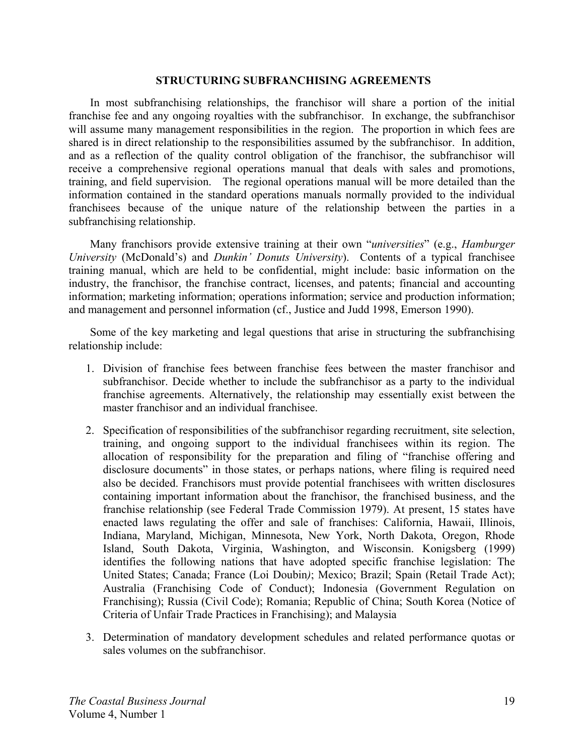## STRUCTURING SUBFRANCHISING AGREEMENTS

In most subfranchising relationships, the franchisor will share a portion of the initial franchise fee and any ongoing royalties with the subfranchisor. In exchange, the subfranchisor will assume many management responsibilities in the region. The proportion in which fees are shared is in direct relationship to the responsibilities assumed by the subfranchisor. In addition, and as a reflection of the quality control obligation of the franchisor, the subfranchisor will receive a comprehensive regional operations manual that deals with sales and promotions, training, and field supervision. The regional operations manual will be more detailed than the information contained in the standard operations manuals normally provided to the individual franchisees because of the unique nature of the relationship between the parties in a subfranchising relationship.

Many franchisors provide extensive training at their own "*universities*" (e.g., *Hamburger University* (McDonald's) and *Dunkin' Donuts University*). Contents of a typical franchisee training manual, which are held to be confidential, might include: basic information on the industry, the franchisor, the franchise contract, licenses, and patents; financial and accounting information; marketing information; operations information; service and production information; and management and personnel information (cf., Justice and Judd 1998, Emerson 1990).

Some of the key marketing and legal questions that arise in structuring the subfranchising relationship include:

1. Division of franchise fees between franchise fees between the master franchisor and subfranchisor. Decide whether to include the subfranchisor as a party to the individual franchise agreements. Alternatively, the relationship may essentially exist between the master franchisor and an individual franchisee.
2. Specification of responsibilities of the subfranchisor regarding recruitment, site selection, training, and ongoing support to the individual franchisees within its region. The allocation of responsibility for the preparation and filing of "franchise offering and disclosure documents" in those states, or perhaps nations, where filing is required need also be decided. Franchisors must provide potential franchisees with written disclosures containing important information about the franchisor, the franchised business, and the franchise relationship (see Federal Trade Commission 1979). At present, 15 states have enacted laws regulating the offer and sale of franchises: California, Hawaii, Illinois, Indiana, Maryland, Michigan, Minnesota, New York, North Dakota, Oregon, Rhode Island, South Dakota, Virginia, Washington, and Wisconsin. Konigsberg (1999) identifies the following nations that have adopted specific franchise legislation: The United States; Canada; France (Loi Doubin*)*; Mexico; Brazil; Spain (Retail Trade Act); Australia (Franchising Code of Conduct); Indonesia (Government Regulation on Franchising); Russia (Civil Code); Romania; Republic of China; South Korea (Notice of Criteria of Unfair Trade Practices in Franchising); and Malaysia
3. Determination of mandatory development schedules and related performance quotas or sales volumes on the subfranchisor.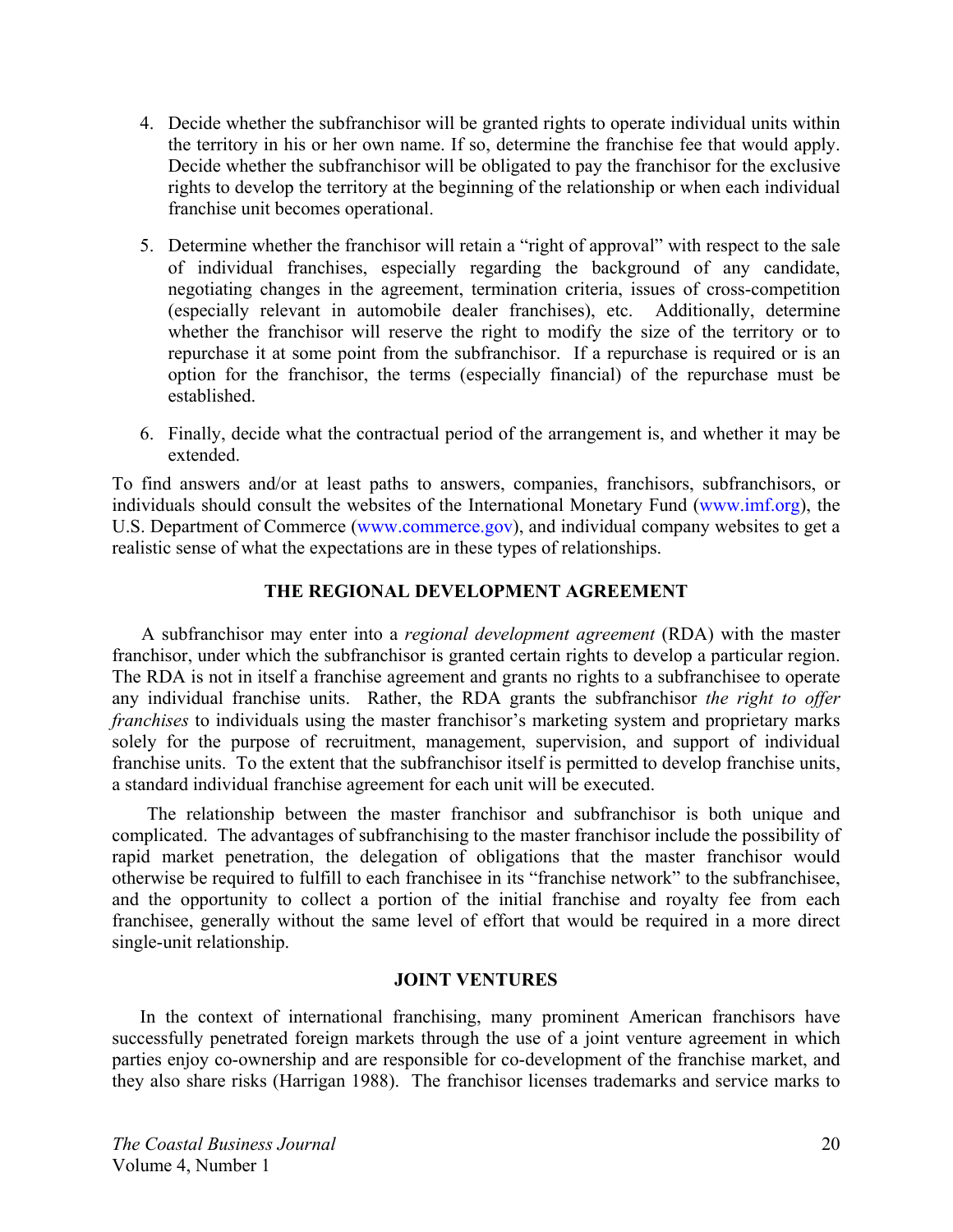4. Decide whether the subfranchisor will be granted rights to operate individual units within the territory in his or her own name. If so, determine the franchise fee that would apply. Decide whether the subfranchisor will be obligated to pay the franchisor for the exclusive rights to develop the territory at the beginning of the relationship or when each individual franchise unit becomes operational.

5. Determine whether the franchisor will retain a "right of approval" with respect to the sale of individual franchises, especially regarding the background of any candidate, negotiating changes in the agreement, termination criteria, issues of cross-competition (especially relevant in automobile dealer franchises), etc. Additionally, determine whether the franchisor will reserve the right to modify the size of the territory or to repurchase it at some point from the subfranchisor. If a repurchase is required or is an option for the franchisor, the terms (especially financial) of the repurchase must be established.

6. Finally, decide what the contractual period of the arrangement is, and whether it may be extended.

To find answers and/or at least paths to answers, companies, franchisors, subfranchisors, or individuals should consult the websites of the International Monetary Fund (www.imf.org), the U.S. Department of Commerce (www.commerce.gov), and individual company websites to get a realistic sense of what the expectations are in these types of relationships.

## THE REGIONAL DEVELOPMENT AGREEMENT

A subfranchisor may enter into a *regional development agreement* (RDA) with the master franchisor, under which the subfranchisor is granted certain rights to develop a particular region. The RDA is not in itself a franchise agreement and grants no rights to a subfranchisee to operate any individual franchise units. Rather, the RDA grants the subfranchisor *the right to offer franchises* to individuals using the master franchisor's marketing system and proprietary marks solely for the purpose of recruitment, management, supervision, and support of individual franchise units. To the extent that the subfranchisor itself is permitted to develop franchise units, a standard individual franchise agreement for each unit will be executed.

The relationship between the master franchisor and subfranchisor is both unique and complicated. The advantages of subfranchising to the master franchisor include the possibility of rapid market penetration, the delegation of obligations that the master franchisor would otherwise be required to fulfill to each franchisee in its "franchise network" to the subfranchisee, and the opportunity to collect a portion of the initial franchise and royalty fee from each franchisee, generally without the same level of effort that would be required in a more direct single-unit relationship.

## JOINT VENTURES

In the context of international franchising, many prominent American franchisors have successfully penetrated foreign markets through the use of a joint venture agreement in which parties enjoy co-ownership and are responsible for co-development of the franchise market, and they also share risks (Harrigan 1988). The franchisor licenses trademarks and service marks to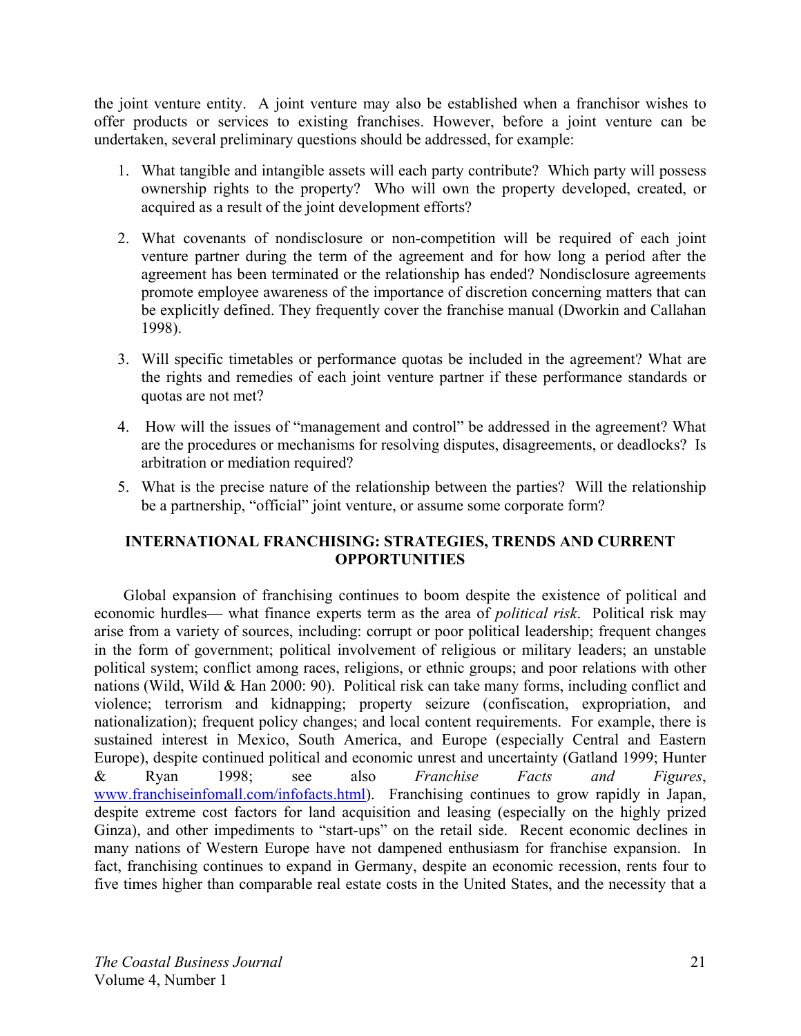the joint venture entity. A joint venture may also be established when a franchisor wishes to offer products or services to existing franchises. However, before a joint venture can be undertaken, several preliminary questions should be addressed, for example:

1. What tangible and intangible assets will each party contribute? Which party will possess ownership rights to the property? Who will own the property developed, created, or acquired as a result of the joint development efforts?

2. What covenants of nondisclosure or non-competition will be required of each joint venture partner during the term of the agreement and for how long a period after the agreement has been terminated or the relationship has ended? Nondisclosure agreements promote employee awareness of the importance of discretion concerning matters that can be explicitly defined. They frequently cover the franchise manual (Dworkin and Callahan 1998).

3. Will specific timetables or performance quotas be included in the agreement? What are the rights and remedies of each joint venture partner if these performance standards or quotas are not met?

4. How will the issues of "management and control" be addressed in the agreement? What are the procedures or mechanisms for resolving disputes, disagreements, or deadlocks? Is arbitration or mediation required?

5. What is the precise nature of the relationship between the parties? Will the relationship be a partnership, "official" joint venture, or assume some corporate form?

## INTERNATIONAL FRANCHISING: STRATEGIES, TRENDS AND CURRENT OPPORTUNITIES

Global expansion of franchising continues to boom despite the existence of political and economic hurdles— what finance experts term as the area of *political risk*. Political risk may arise from a variety of sources, including: corrupt or poor political leadership; frequent changes in the form of government; political involvement of religious or military leaders; an unstable political system; conflict among races, religions, or ethnic groups; and poor relations with other nations (Wild, Wild & Han 2000: 90). Political risk can take many forms, including conflict and violence; terrorism and kidnapping; property seizure (confiscation, expropriation, and nationalization); frequent policy changes; and local content requirements. For example, there is sustained interest in Mexico, South America, and Europe (especially Central and Eastern Europe), despite continued political and economic unrest and uncertainty (Gatland 1999; Hunter & Ryan 1998; see also *Franchise Facts and Figures*, www.franchiseinfomall.com/infofacts.html). Franchising continues to grow rapidly in Japan, despite extreme cost factors for land acquisition and leasing (especially on the highly prized Ginza), and other impediments to "start-ups" on the retail side. Recent economic declines in many nations of Western Europe have not dampened enthusiasm for franchise expansion. In fact, franchising continues to expand in Germany, despite an economic recession, rents four to five times higher than comparable real estate costs in the United States, and the necessity that a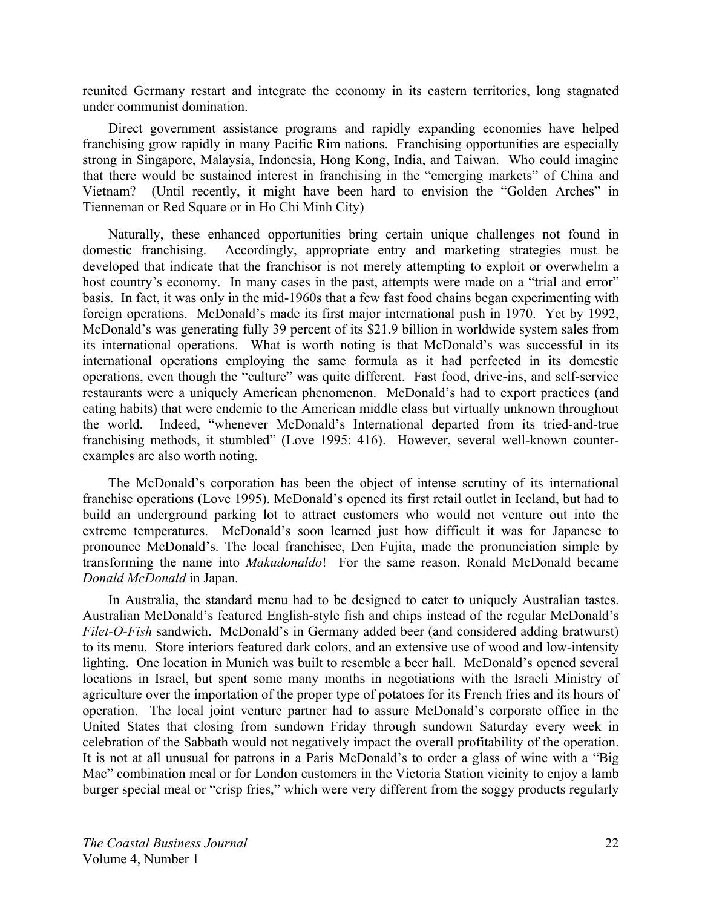reunited Germany restart and integrate the economy in its eastern territories, long stagnated under communist domination.

Direct government assistance programs and rapidly expanding economies have helped franchising grow rapidly in many Pacific Rim nations. Franchising opportunities are especially strong in Singapore, Malaysia, Indonesia, Hong Kong, India, and Taiwan. Who could imagine that there would be sustained interest in franchising in the "emerging markets" of China and Vietnam? (Until recently, it might have been hard to envision the "Golden Arches" in Tienneman or Red Square or in Ho Chi Minh City)

Naturally, these enhanced opportunities bring certain unique challenges not found in domestic franchising. Accordingly, appropriate entry and marketing strategies must be developed that indicate that the franchisor is not merely attempting to exploit or overwhelm a host country's economy. In many cases in the past, attempts were made on a "trial and error" basis. In fact, it was only in the mid-1960s that a few fast food chains began experimenting with foreign operations. McDonald's made its first major international push in 1970. Yet by 1992, McDonald's was generating fully 39 percent of its $21.9 billion in worldwide system sales from its international operations. What is worth noting is that McDonald's was successful in its international operations employing the same formula as it had perfected in its domestic operations, even though the "culture" was quite different. Fast food, drive-ins, and self-service restaurants were a uniquely American phenomenon. McDonald's had to export practices (and eating habits) that were endemic to the American middle class but virtually unknown throughout the world. Indeed, "whenever McDonald's International departed from its tried-and-true franchising methods, it stumbled" (Love 1995: 416). However, several well-known counter-examples are also worth noting.

The McDonald's corporation has been the object of intense scrutiny of its international franchise operations (Love 1995). McDonald's opened its first retail outlet in Iceland, but had to build an underground parking lot to attract customers who would not venture out into the extreme temperatures. McDonald's soon learned just how difficult it was for Japanese to pronounce McDonald's. The local franchisee, Den Fujita, made the pronunciation simple by transforming the name into *Makudonaldo*! For the same reason, Ronald McDonald became *Donald McDonald* in Japan.

In Australia, the standard menu had to be designed to cater to uniquely Australian tastes. Australian McDonald's featured English-style fish and chips instead of the regular McDonald's *Filet-O-Fish* sandwich. McDonald's in Germany added beer (and considered adding bratwurst) to its menu. Store interiors featured dark colors, and an extensive use of wood and low-intensity lighting. One location in Munich was built to resemble a beer hall. McDonald's opened several locations in Israel, but spent some many months in negotiations with the Israeli Ministry of agriculture over the importation of the proper type of potatoes for its French fries and its hours of operation. The local joint venture partner had to assure McDonald's corporate office in the United States that closing from sundown Friday through sundown Saturday every week in celebration of the Sabbath would not negatively impact the overall profitability of the operation. It is not at all unusual for patrons in a Paris McDonald's to order a glass of wine with a "Big Mac" combination meal or for London customers in the Victoria Station vicinity to enjoy a lamb burger special meal or "crisp fries," which were very different from the soggy products regularly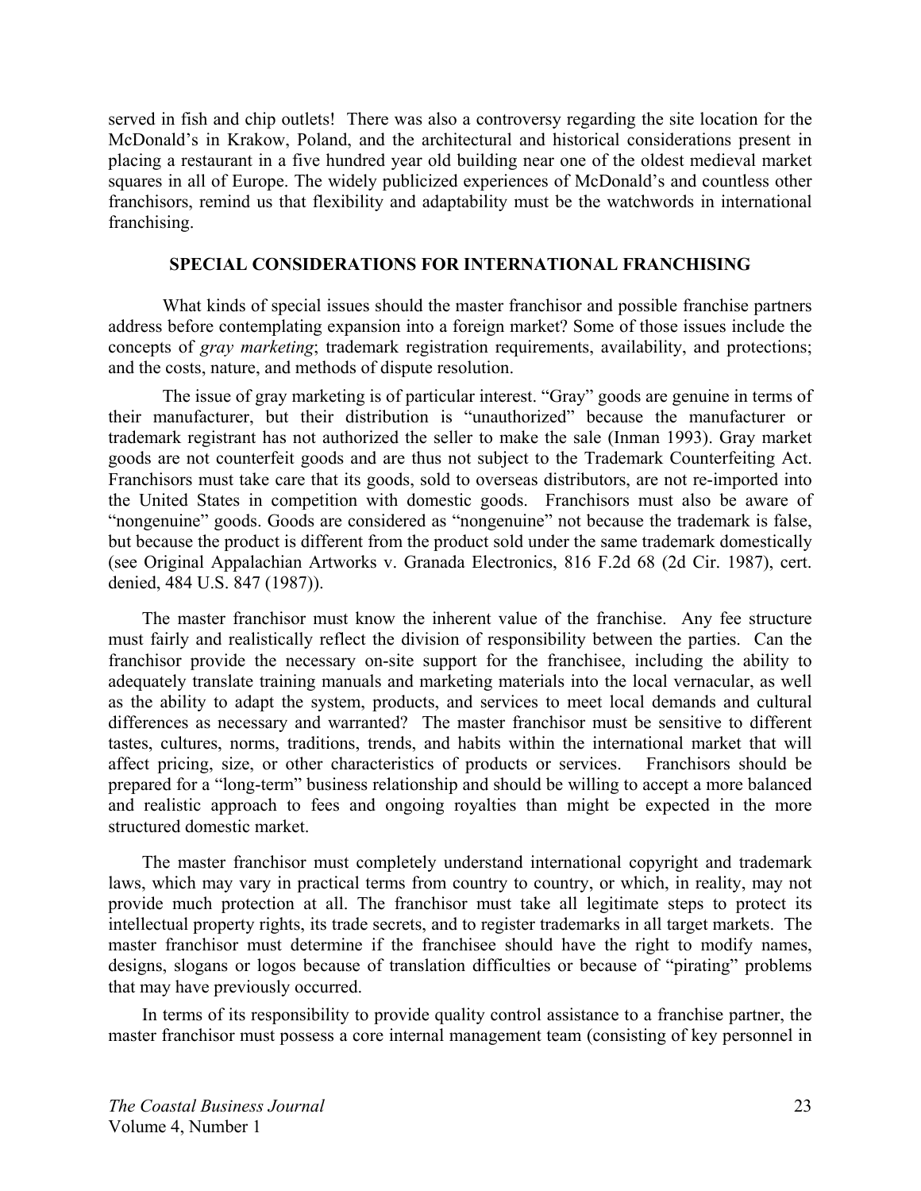served in fish and chip outlets! There was also a controversy regarding the site location for the McDonald's in Krakow, Poland, and the architectural and historical considerations present in placing a restaurant in a five hundred year old building near one of the oldest medieval market squares in all of Europe. The widely publicized experiences of McDonald's and countless other franchisors, remind us that flexibility and adaptability must be the watchwords in international franchising.

## SPECIAL CONSIDERATIONS FOR INTERNATIONAL FRANCHISING

What kinds of special issues should the master franchisor and possible franchise partners address before contemplating expansion into a foreign market? Some of those issues include the concepts of *gray marketing*; trademark registration requirements, availability, and protections; and the costs, nature, and methods of dispute resolution.

The issue of gray marketing is of particular interest. "Gray" goods are genuine in terms of their manufacturer, but their distribution is "unauthorized" because the manufacturer or trademark registrant has not authorized the seller to make the sale (Inman 1993). Gray market goods are not counterfeit goods and are thus not subject to the Trademark Counterfeiting Act. Franchisors must take care that its goods, sold to overseas distributors, are not re-imported into the United States in competition with domestic goods. Franchisors must also be aware of "nongenuine" goods. Goods are considered as "nongenuine" not because the trademark is false, but because the product is different from the product sold under the same trademark domestically (see Original Appalachian Artworks v. Granada Electronics, 816 F.2d 68 (2d Cir. 1987), cert. denied, 484 U.S. 847 (1987)).

The master franchisor must know the inherent value of the franchise. Any fee structure must fairly and realistically reflect the division of responsibility between the parties. Can the franchisor provide the necessary on-site support for the franchisee, including the ability to adequately translate training manuals and marketing materials into the local vernacular, as well as the ability to adapt the system, products, and services to meet local demands and cultural differences as necessary and warranted? The master franchisor must be sensitive to different tastes, cultures, norms, traditions, trends, and habits within the international market that will affect pricing, size, or other characteristics of products or services. Franchisors should be prepared for a "long-term" business relationship and should be willing to accept a more balanced and realistic approach to fees and ongoing royalties than might be expected in the more structured domestic market.

The master franchisor must completely understand international copyright and trademark laws, which may vary in practical terms from country to country, or which, in reality, may not provide much protection at all. The franchisor must take all legitimate steps to protect its intellectual property rights, its trade secrets, and to register trademarks in all target markets. The master franchisor must determine if the franchisee should have the right to modify names, designs, slogans or logos because of translation difficulties or because of "pirating" problems that may have previously occurred.

In terms of its responsibility to provide quality control assistance to a franchise partner, the master franchisor must possess a core internal management team (consisting of key personnel in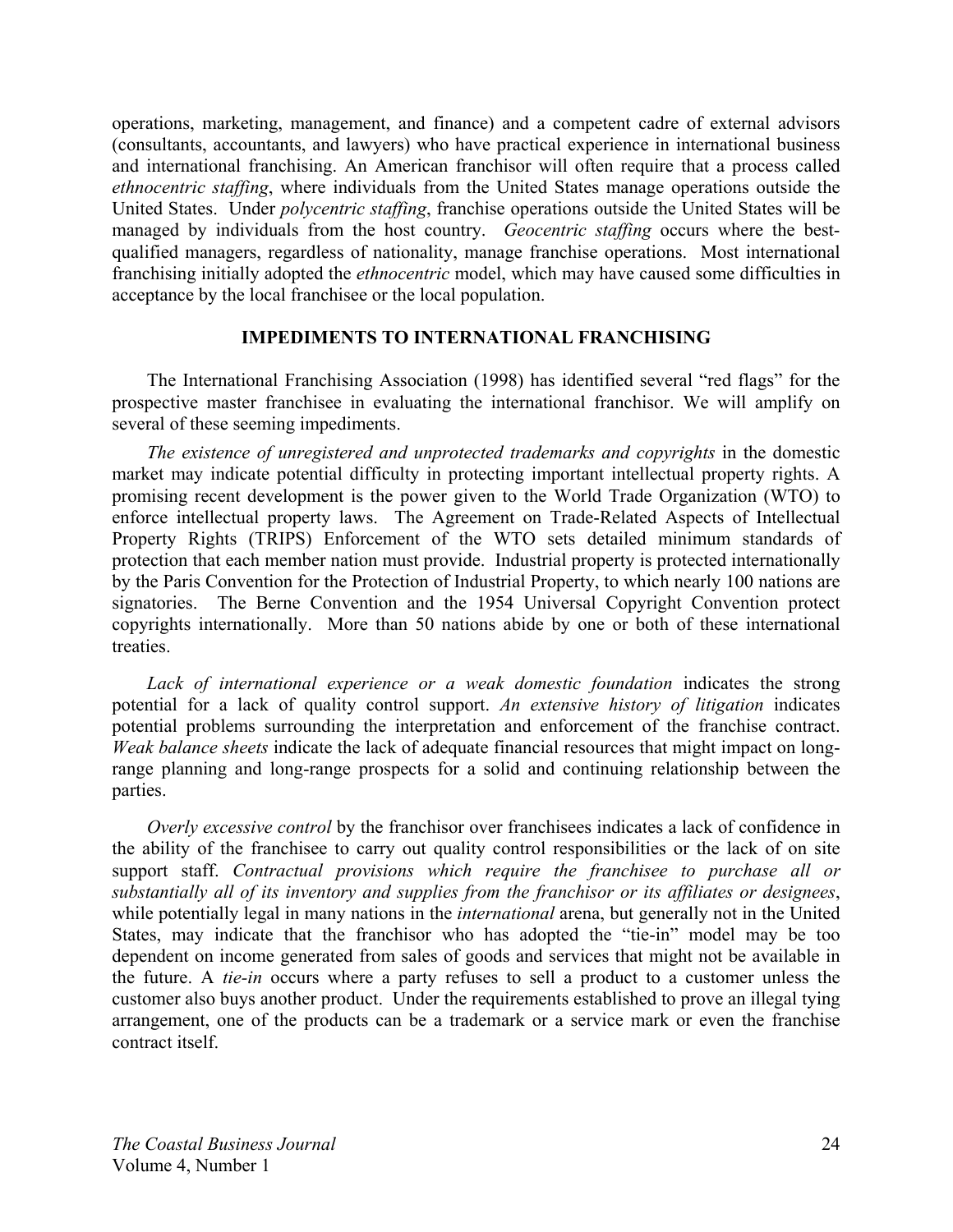operations, marketing, management, and finance) and a competent cadre of external advisors (consultants, accountants, and lawyers) who have practical experience in international business and international franchising. An American franchisor will often require that a process called *ethnocentric staffing*, where individuals from the United States manage operations outside the United States. Under *polycentric staffing*, franchise operations outside the United States will be managed by individuals from the host country. *Geocentric staffing* occurs where the best-qualified managers, regardless of nationality, manage franchise operations. Most international franchising initially adopted the *ethnocentric* model, which may have caused some difficulties in acceptance by the local franchisee or the local population.

## IMPEDIMENTS TO INTERNATIONAL FRANCHISING

The International Franchising Association (1998) has identified several "red flags" for the prospective master franchisee in evaluating the international franchisor. We will amplify on several of these seeming impediments.

*The existence of unregistered and unprotected trademarks and copyrights* in the domestic market may indicate potential difficulty in protecting important intellectual property rights. A promising recent development is the power given to the World Trade Organization (WTO) to enforce intellectual property laws. The Agreement on Trade-Related Aspects of Intellectual Property Rights (TRIPS) Enforcement of the WTO sets detailed minimum standards of protection that each member nation must provide. Industrial property is protected internationally by the Paris Convention for the Protection of Industrial Property, to which nearly 100 nations are signatories. The Berne Convention and the 1954 Universal Copyright Convention protect copyrights internationally. More than 50 nations abide by one or both of these international treaties.

*Lack of international experience or a weak domestic foundation* indicates the strong potential for a lack of quality control support. *An extensive history of litigation* indicates potential problems surrounding the interpretation and enforcement of the franchise contract. *Weak balance sheets* indicate the lack of adequate financial resources that might impact on long-range planning and long-range prospects for a solid and continuing relationship between the parties.

*Overly excessive control* by the franchisor over franchisees indicates a lack of confidence in the ability of the franchisee to carry out quality control responsibilities or the lack of on site support staff. *Contractual provisions which require the franchisee to purchase all or substantially all of its inventory and supplies from the franchisor or its affiliates or designees*, while potentially legal in many nations in the *international* arena, but generally not in the United States, may indicate that the franchisor who has adopted the "tie-in" model may be too dependent on income generated from sales of goods and services that might not be available in the future. A *tie-in* occurs where a party refuses to sell a product to a customer unless the customer also buys another product. Under the requirements established to prove an illegal tying arrangement, one of the products can be a trademark or a service mark or even the franchise contract itself.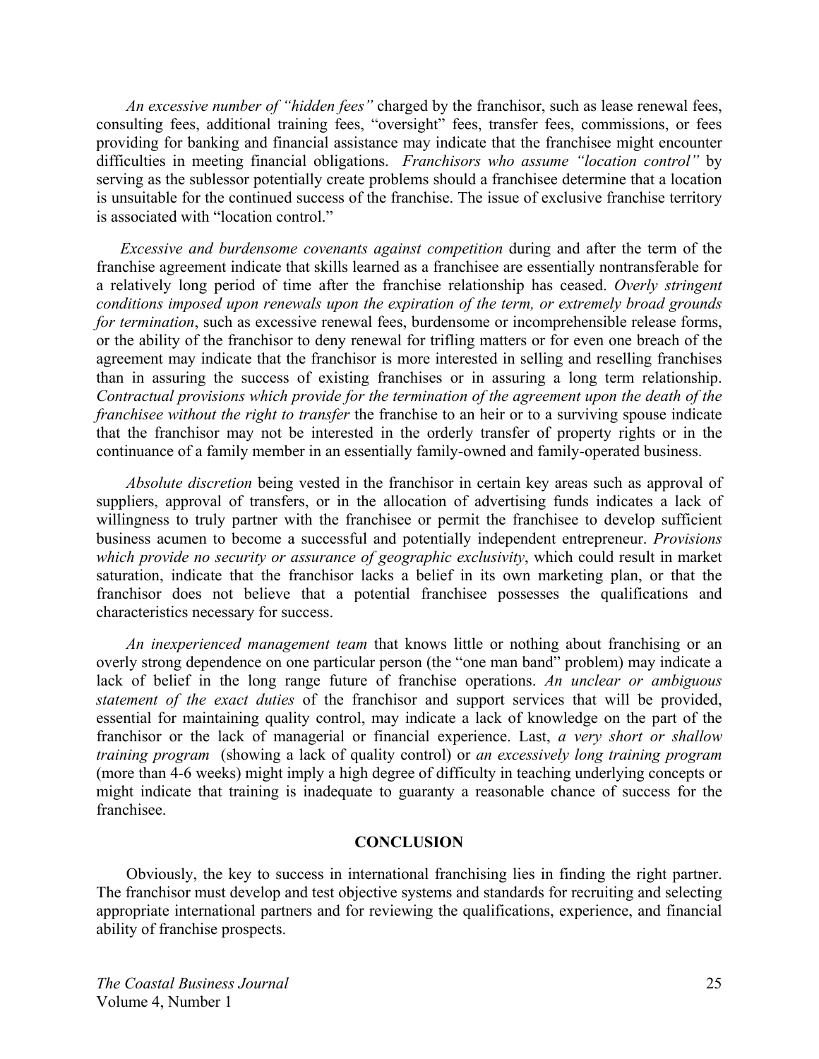*An excessive number of "hidden fees"* charged by the franchisor, such as lease renewal fees, consulting fees, additional training fees, "oversight" fees, transfer fees, commissions, or fees providing for banking and financial assistance may indicate that the franchisee might encounter difficulties in meeting financial obligations. *Franchisors who assume "location control"* by serving as the sublessor potentially create problems should a franchisee determine that a location is unsuitable for the continued success of the franchise. The issue of exclusive franchise territory is associated with "location control."

*Excessive and burdensome covenants against competition* during and after the term of the franchise agreement indicate that skills learned as a franchisee are essentially nontransferable for a relatively long period of time after the franchise relationship has ceased. *Overly stringent conditions imposed upon renewals upon the expiration of the term, or extremely broad grounds for termination*, such as excessive renewal fees, burdensome or incomprehensible release forms, or the ability of the franchisor to deny renewal for trifling matters or for even one breach of the agreement may indicate that the franchisor is more interested in selling and reselling franchises than in assuring the success of existing franchises or in assuring a long term relationship. *Contractual provisions which provide for the termination of the agreement upon the death of the franchisee without the right to transfer* the franchise to an heir or to a surviving spouse indicate that the franchisor may not be interested in the orderly transfer of property rights or in the continuance of a family member in an essentially family-owned and family-operated business.

*Absolute discretion* being vested in the franchisor in certain key areas such as approval of suppliers, approval of transfers, or in the allocation of advertising funds indicates a lack of willingness to truly partner with the franchisee or permit the franchisee to develop sufficient business acumen to become a successful and potentially independent entrepreneur. *Provisions which provide no security or assurance of geographic exclusivity*, which could result in market saturation, indicate that the franchisor lacks a belief in its own marketing plan, or that the franchisor does not believe that a potential franchisee possesses the qualifications and characteristics necessary for success.

*An inexperienced management team* that knows little or nothing about franchising or an overly strong dependence on one particular person (the "one man band" problem) may indicate a lack of belief in the long range future of franchise operations. *An unclear or ambiguous statement of the exact duties* of the franchisor and support services that will be provided, essential for maintaining quality control, may indicate a lack of knowledge on the part of the franchisor or the lack of managerial or financial experience. Last, *a very short or shallow training program* (showing a lack of quality control) or *an excessively long training program* (more than 4-6 weeks) might imply a high degree of difficulty in teaching underlying concepts or might indicate that training is inadequate to guaranty a reasonable chance of success for the franchisee.

## CONCLUSION

Obviously, the key to success in international franchising lies in finding the right partner. The franchisor must develop and test objective systems and standards for recruiting and selecting appropriate international partners and for reviewing the qualifications, experience, and financial ability of franchise prospects.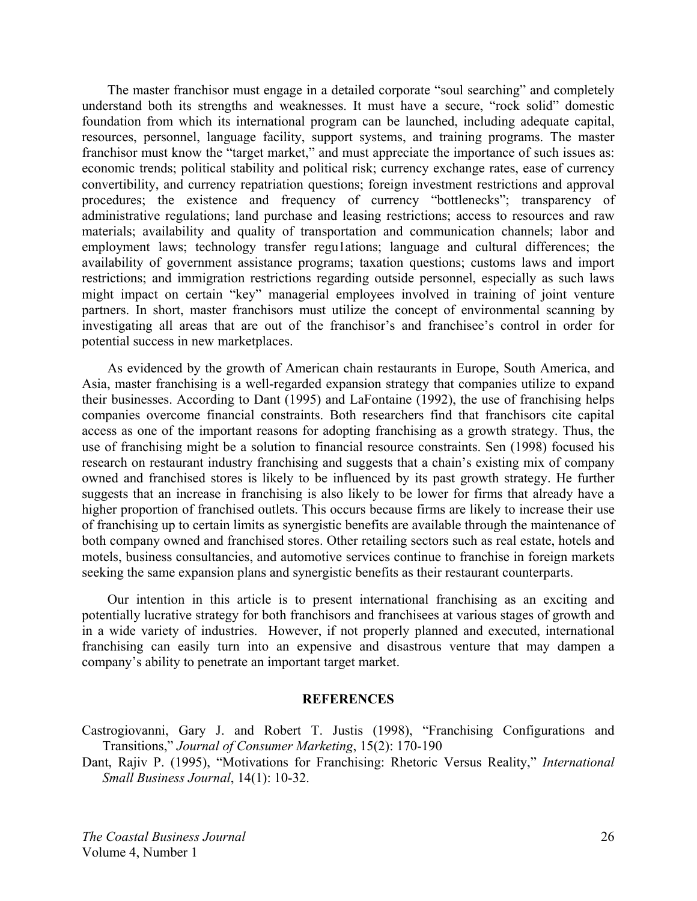The master franchisor must engage in a detailed corporate "soul searching" and completely understand both its strengths and weaknesses. It must have a secure, "rock solid" domestic foundation from which its international program can be launched, including adequate capital, resources, personnel, language facility, support systems, and training programs. The master franchisor must know the "target market," and must appreciate the importance of such issues as: economic trends; political stability and political risk; currency exchange rates, ease of currency convertibility, and currency repatriation questions; foreign investment restrictions and approval procedures; the existence and frequency of currency "bottlenecks"; transparency of administrative regulations; land purchase and leasing restrictions; access to resources and raw materials; availability and quality of transportation and communication channels; labor and employment laws; technology transfer regu1ations; language and cultural differences; the availability of government assistance programs; taxation questions; customs laws and import restrictions; and immigration restrictions regarding outside personnel, especially as such laws might impact on certain "key" managerial employees involved in training of joint venture partners. In short, master franchisors must utilize the concept of environmental scanning by investigating all areas that are out of the franchisor's and franchisee's control in order for potential success in new marketplaces.

As evidenced by the growth of American chain restaurants in Europe, South America, and Asia, master franchising is a well-regarded expansion strategy that companies utilize to expand their businesses. According to Dant (1995) and LaFontaine (1992), the use of franchising helps companies overcome financial constraints. Both researchers find that franchisors cite capital access as one of the important reasons for adopting franchising as a growth strategy. Thus, the use of franchising might be a solution to financial resource constraints. Sen (1998) focused his research on restaurant industry franchising and suggests that a chain's existing mix of company owned and franchised stores is likely to be influenced by its past growth strategy. He further suggests that an increase in franchising is also likely to be lower for firms that already have a higher proportion of franchised outlets. This occurs because firms are likely to increase their use of franchising up to certain limits as synergistic benefits are available through the maintenance of both company owned and franchised stores. Other retailing sectors such as real estate, hotels and motels, business consultancies, and automotive services continue to franchise in foreign markets seeking the same expansion plans and synergistic benefits as their restaurant counterparts.

Our intention in this article is to present international franchising as an exciting and potentially lucrative strategy for both franchisors and franchisees at various stages of growth and in a wide variety of industries. However, if not properly planned and executed, international franchising can easily turn into an expensive and disastrous venture that may dampen a company's ability to penetrate an important target market.

## REFERENCES

Castrogiovanni, Gary J. and Robert T. Justis (1998), "Franchising Configurations and Transitions," *Journal of Consumer Marketing*, 15(2): 170-190

Dant, Rajiv P. (1995), "Motivations for Franchising: Rhetoric Versus Reality," *International Small Business Journal*, 14(1): 10-32.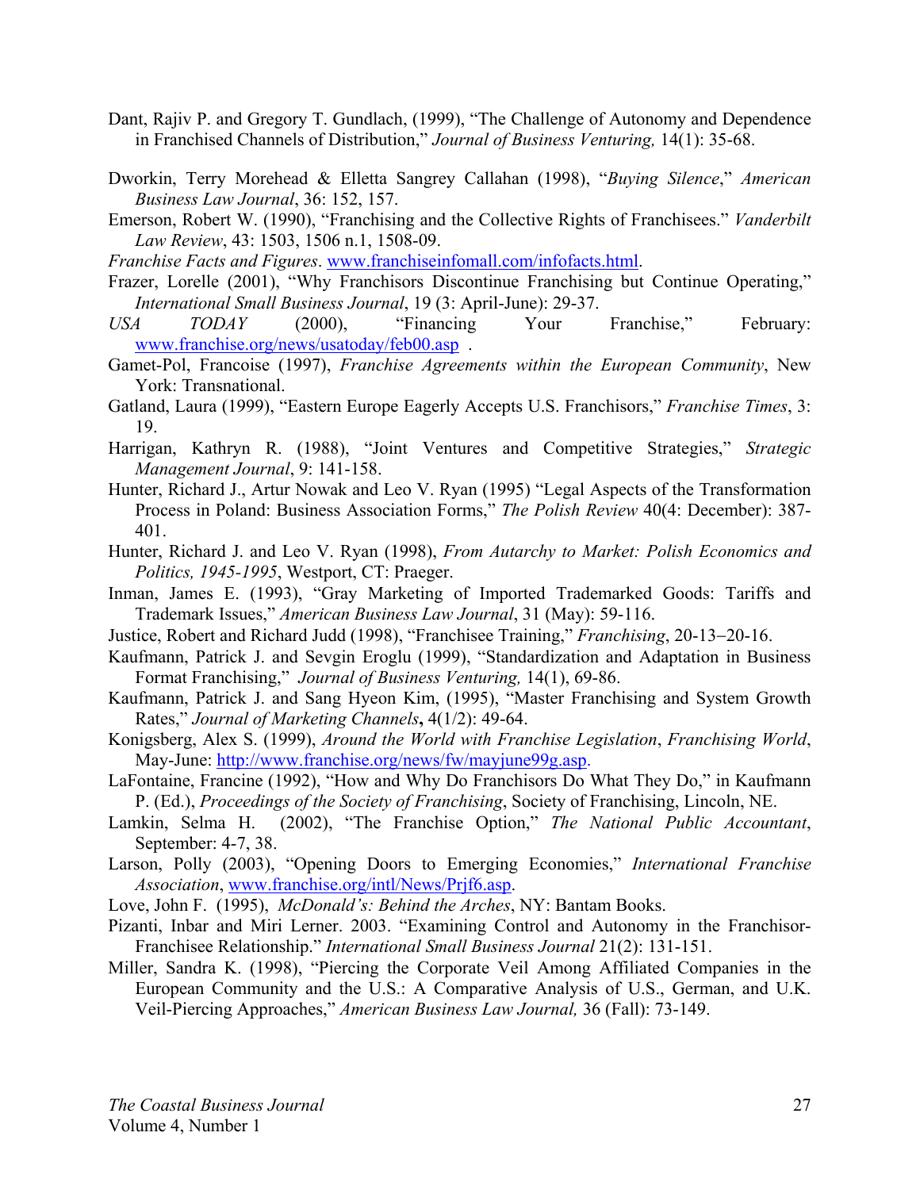Dant, Rajiv P. and Gregory T. Gundlach, (1999), "The Challenge of Autonomy and Dependence in Franchised Channels of Distribution," *Journal of Business Venturing,* 14(1): 35-68.

Dworkin, Terry Morehead & Elletta Sangrey Callahan (1998), "*Buying Silence*," *American Business Law Journal*, 36: 152, 157.

Emerson, Robert W. (1990), "Franchising and the Collective Rights of Franchisees." *Vanderbilt Law Review*, 43: 1503, 1506 n.1, 1508-09.

*Franchise Facts and Figures*. www.franchiseinfomall.com/infofacts.html.

Frazer, Lorelle (2001), "Why Franchisors Discontinue Franchising but Continue Operating," *International Small Business Journal*, 19 (3: April-June): 29-37.

*USA TODAY* (2000), "Financing Your Franchise," February: www.franchise.org/news/usatoday/feb00.asp .

Gamet-Pol, Francoise (1997), *Franchise Agreements within the European Community*, New York: Transnational.

Gatland, Laura (1999), "Eastern Europe Eagerly Accepts U.S. Franchisors," *Franchise Times*, 3: 19.

Harrigan, Kathryn R. (1988), "Joint Ventures and Competitive Strategies," *Strategic Management Journal*, 9: 141-158.

Hunter, Richard J., Artur Nowak and Leo V. Ryan (1995) "Legal Aspects of the Transformation Process in Poland: Business Association Forms," *The Polish Review* 40(4: December): 387-401.

Hunter, Richard J. and Leo V. Ryan (1998), *From Autarchy to Market: Polish Economics and Politics, 1945-1995*, Westport, CT: Praeger.

Inman, James E. (1993), "Gray Marketing of Imported Trademarked Goods: Tariffs and Trademark Issues," *American Business Law Journal*, 31 (May): 59-116.

Justice, Robert and Richard Judd (1998), "Franchisee Training," *Franchising*, 20-13–20-16.

Kaufmann, Patrick J. and Sevgin Eroglu (1999), "Standardization and Adaptation in Business Format Franchising," *Journal of Business Venturing,* 14(1), 69-86.

Kaufmann, Patrick J. and Sang Hyeon Kim, (1995), "Master Franchising and System Growth Rates," *Journal of Marketing Channels***,** 4(1/2): 49-64.

Konigsberg, Alex S. (1999), *Around the World with Franchise Legislation*, *Franchising World*, May-June: http://www.franchise.org/news/fw/mayjune99g.asp.

LaFontaine, Francine (1992), "How and Why Do Franchisors Do What They Do," in Kaufmann P. (Ed.), *Proceedings of the Society of Franchising*, Society of Franchising, Lincoln, NE.

Lamkin, Selma H. (2002), "The Franchise Option," *The National Public Accountant*, September: 4-7, 38.

Larson, Polly (2003), "Opening Doors to Emerging Economies," *International Franchise Association*, www.franchise.org/intl/News/Prjf6.asp.

Love, John F. (1995), *McDonald's: Behind the Arches*, NY: Bantam Books.

Pizanti, Inbar and Miri Lerner. 2003. "Examining Control and Autonomy in the Franchisor-Franchisee Relationship." *International Small Business Journal* 21(2): 131-151.

Miller, Sandra K. (1998), "Piercing the Corporate Veil Among Affiliated Companies in the European Community and the U.S.: A Comparative Analysis of U.S., German, and U.K. Veil-Piercing Approaches," *American Business Law Journal,* 36 (Fall): 73-149.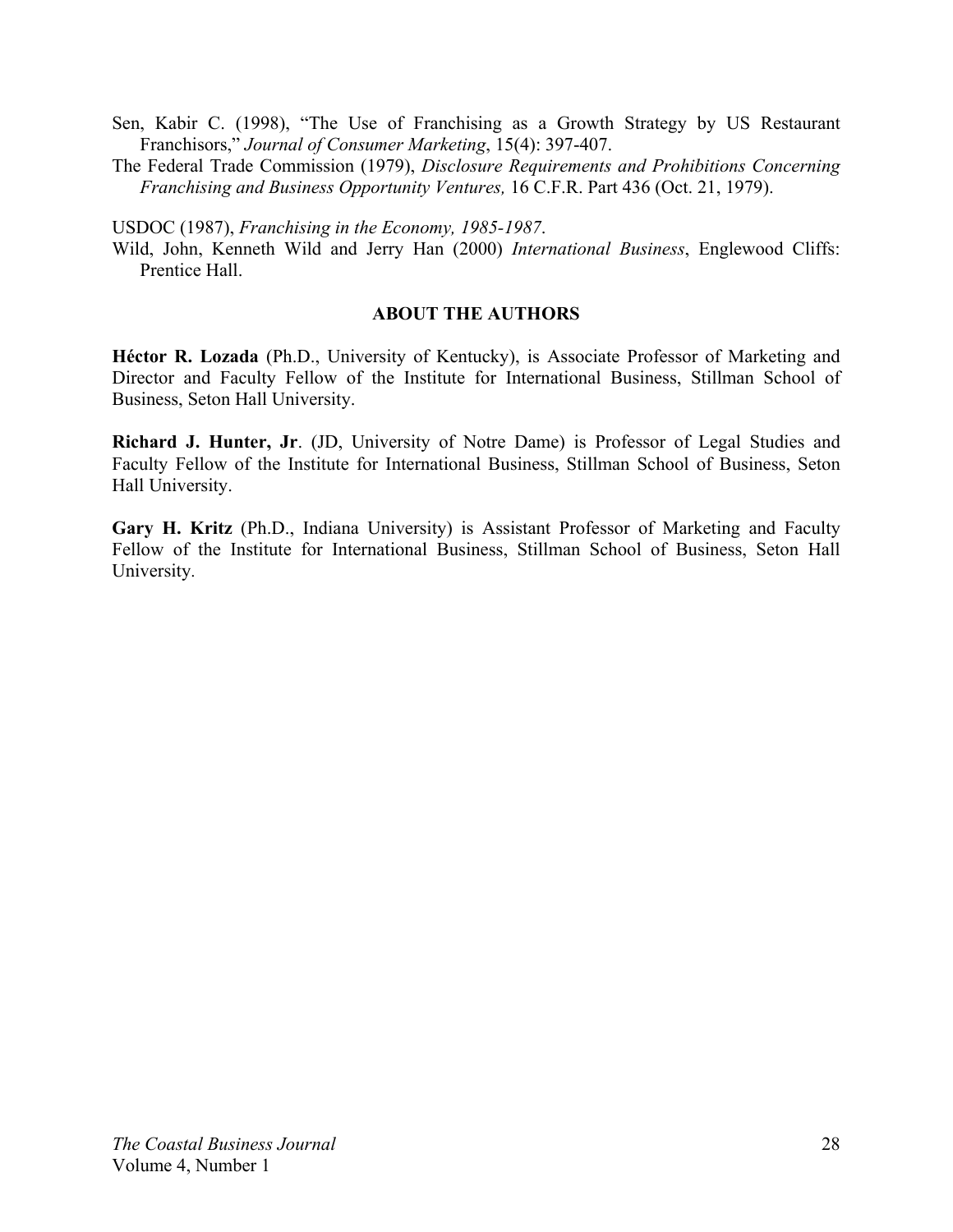Sen, Kabir C. (1998), "The Use of Franchising as a Growth Strategy by US Restaurant Franchisors," *Journal of Consumer Marketing*, 15(4): 397-407.

The Federal Trade Commission (1979), *Disclosure Requirements and Prohibitions Concerning Franchising and Business Opportunity Ventures,* 16 C.F.R. Part 436 (Oct. 21, 1979).

USDOC (1987), *Franchising in the Economy, 1985-1987*.

Wild, John, Kenneth Wild and Jerry Han (2000) *International Business*, Englewood Cliffs: Prentice Hall.

## ABOUT THE AUTHORS

**Héctor R. Lozada** (Ph.D., University of Kentucky), is Associate Professor of Marketing and Director and Faculty Fellow of the Institute for International Business, Stillman School of Business, Seton Hall University.

**Richard J. Hunter, Jr**. (JD, University of Notre Dame) is Professor of Legal Studies and Faculty Fellow of the Institute for International Business, Stillman School of Business, Seton Hall University.

**Gary H. Kritz** (Ph.D., Indiana University) is Assistant Professor of Marketing and Faculty Fellow of the Institute for International Business, Stillman School of Business, Seton Hall University.